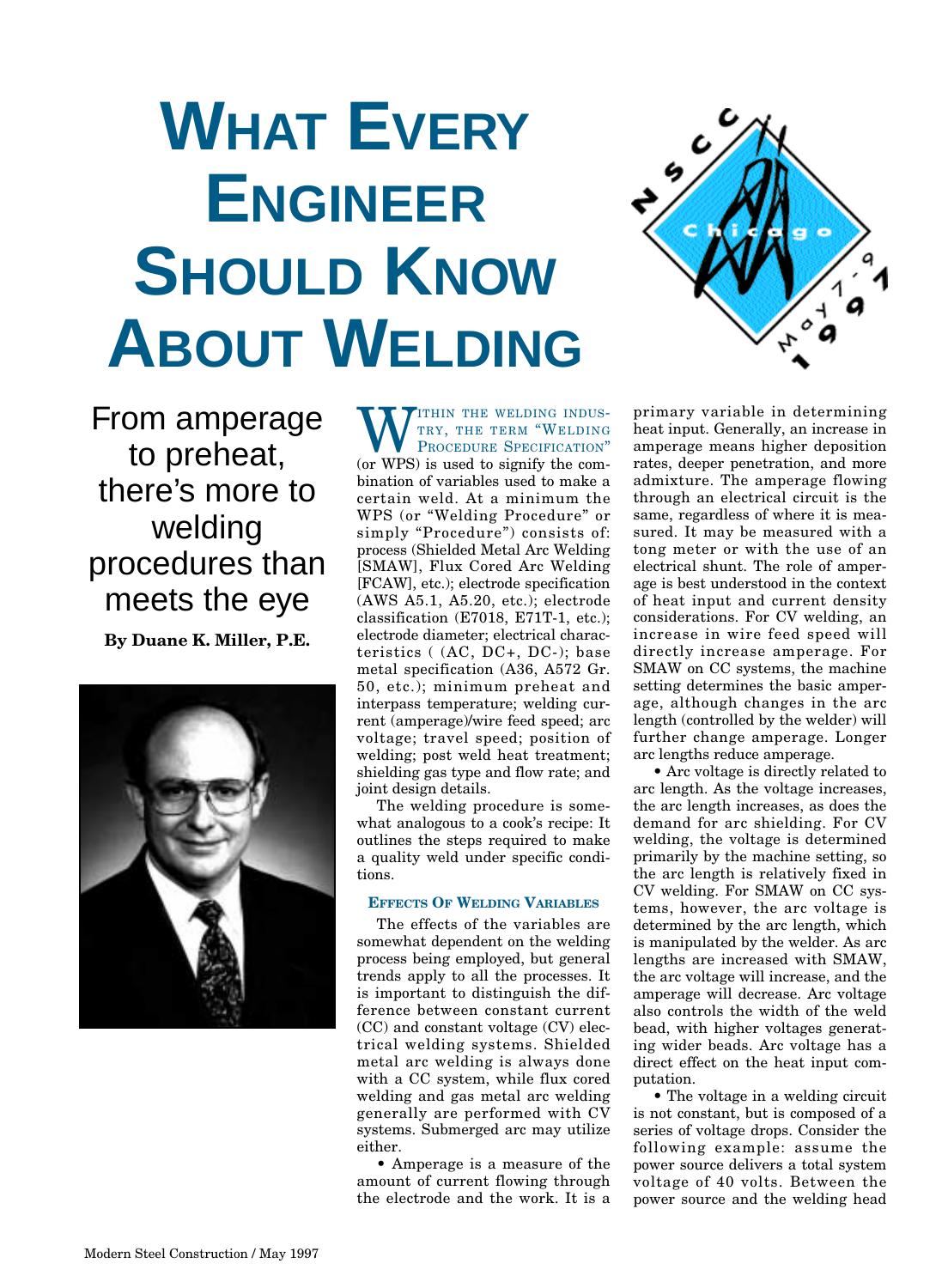# What Every Engineer Should Know About Welding

From amperage to preheat, there's more to welding procedures than meets the eye

**By Duane K. Miller, P.E.**

Within the welding industry, the term "Welding Procedure Specification" (or WPS) is used to signify the combination of variables used to make a certain weld. At a minimum the WPS (or "Welding Procedure" or simply "Procedure") consists of: process (Shielded Metal Arc Welding [SMAW], Flux Cored Arc Welding [FCAW], etc.); electrode specification (AWS A5.1, A5.20, etc.); electrode classification (E7018, E71T-1, etc.); electrode diameter; electrical characteristics ( (AC, DC+, DC-); base metal specification (A36, A572 Gr. 50, etc.); minimum preheat and interpass temperature; welding current (amperage)/wire feed speed; arc voltage; travel speed; position of welding; post weld heat treatment; shielding gas type and flow rate; and joint design details.

The welding procedure is somewhat analogous to a cook's recipe: It outlines the steps required to make a quality weld under specific conditions.

### Effects Of Welding Variables

The effects of the variables are somewhat dependent on the welding process being employed, but general trends apply to all the processes. It is important to distinguish the difference between constant current (CC) and constant voltage (CV) electrical welding systems. Shielded metal arc welding is always done with a CC system, while flux cored welding and gas metal arc welding generally are performed with CV systems. Submerged arc may utilize either.

- Amperage is a measure of the amount of current flowing through the electrode and the work. It is a primary variable in determining heat input. Generally, an increase in amperage means higher deposition rates, deeper penetration, and more admixture. The amperage flowing through an electrical circuit is the same, regardless of where it is measured. It may be measured with a tong meter or with the use of an electrical shunt. The role of amperage is best understood in the context of heat input and current density considerations. For CV welding, an increase in wire feed speed will directly increase amperage. For SMAW on CC systems, the machine setting determines the basic amperage, although changes in the arc length (controlled by the welder) will further change amperage. Longer arc lengths reduce amperage.

- Arc voltage is directly related to arc length. As the voltage increases, the arc length increases, as does the demand for arc shielding. For CV welding, the voltage is determined primarily by the machine setting, so the arc length is relatively fixed in CV welding. For SMAW on CC systems, however, the arc voltage is determined by the arc length, which is manipulated by the welder. As arc lengths are increased with SMAW, the arc voltage will increase, and the amperage will decrease. Arc voltage also controls the width of the weld bead, with higher voltages generating wider beads. Arc voltage has a direct effect on the heat input computation.

- The voltage in a welding circuit is not constant, but is composed of a series of voltage drops. Consider the following example: assume the power source delivers a total system voltage of 40 volts. Between the power source and the welding head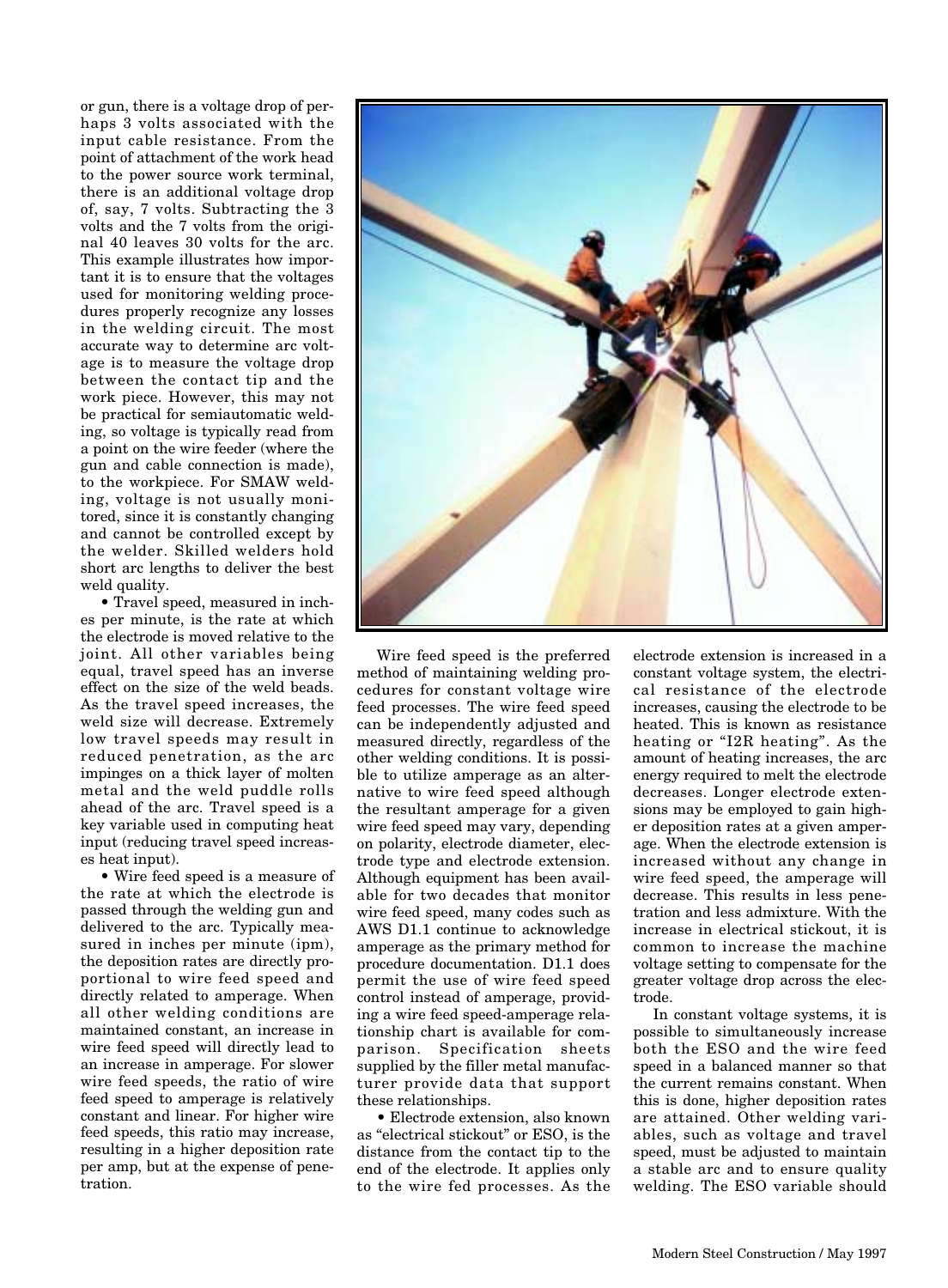or gun, there is a voltage drop of perhaps 3 volts associated with the input cable resistance. From the point of attachment of the work head to the power source work terminal, there is an additional voltage drop of, say, 7 volts. Subtracting the 3 volts and the 7 volts from the original 40 leaves 30 volts for the arc. This example illustrates how important it is to ensure that the voltages used for monitoring welding procedures properly recognize any losses in the welding circuit. The most accurate way to determine arc voltage is to measure the voltage drop between the contact tip and the work piece. However, this may not be practical for semiautomatic welding, so voltage is typically read from a point on the wire feeder (where the gun and cable connection is made), to the workpiece. For SMAW welding, voltage is not usually monitored, since it is constantly changing and cannot be controlled except by the welder. Skilled welders hold short arc lengths to deliver the best weld quality.

• Travel speed, measured in inches per minute, is the rate at which the electrode is moved relative to the joint. All other variables being equal, travel speed has an inverse effect on the size of the weld beads. As the travel speed increases, the weld size will decrease. Extremely low travel speeds may result in reduced penetration, as the arc impinges on a thick layer of molten metal and the weld puddle rolls ahead of the arc. Travel speed is a key variable used in computing heat input (reducing travel speed increases heat input).

• Wire feed speed is a measure of the rate at which the electrode is passed through the welding gun and delivered to the arc. Typically measured in inches per minute (ipm), the deposition rates are directly proportional to wire feed speed and directly related to amperage. When all other welding conditions are maintained constant, an increase in wire feed speed will directly lead to an increase in amperage. For slower wire feed speeds, the ratio of wire feed speed to amperage is relatively constant and linear. For higher wire feed speeds, this ratio may increase, resulting in a higher deposition rate per amp, but at the expense of penetration.

Wire feed speed is the preferred method of maintaining welding procedures for constant voltage wire feed processes. The wire feed speed can be independently adjusted and measured directly, regardless of the other welding conditions. It is possible to utilize amperage as an alternative to wire feed speed although the resultant amperage for a given wire feed speed may vary, depending on polarity, electrode diameter, electrode type and electrode extension. Although equipment has been available for two decades that monitor wire feed speed, many codes such as AWS D1.1 continue to acknowledge amperage as the primary method for procedure documentation. D1.1 does permit the use of wire feed speed control instead of amperage, providing a wire feed speed-amperage relationship chart is available for comparison. Specification sheets supplied by the filler metal manufacturer provide data that support these relationships.

• Electrode extension, also known as "electrical stickout" or ESO, is the distance from the contact tip to the end of the electrode. It applies only to the wire fed processes. As the electrode extension is increased in a constant voltage system, the electrical resistance of the electrode increases, causing the electrode to be heated. This is known as resistance heating or "I2R heating". As the amount of heating increases, the arc energy required to melt the electrode decreases. Longer electrode extensions may be employed to gain higher deposition rates at a given amperage. When the electrode extension is increased without any change in wire feed speed, the amperage will decrease. This results in less penetration and less admixture. With the increase in electrical stickout, it is common to increase the machine voltage setting to compensate for the greater voltage drop across the electrode.

In constant voltage systems, it is possible to simultaneously increase both the ESO and the wire feed speed in a balanced manner so that the current remains constant. When this is done, higher deposition rates are attained. Other welding variables, such as voltage and travel speed, must be adjusted to maintain a stable arc and to ensure quality welding. The ESO variable should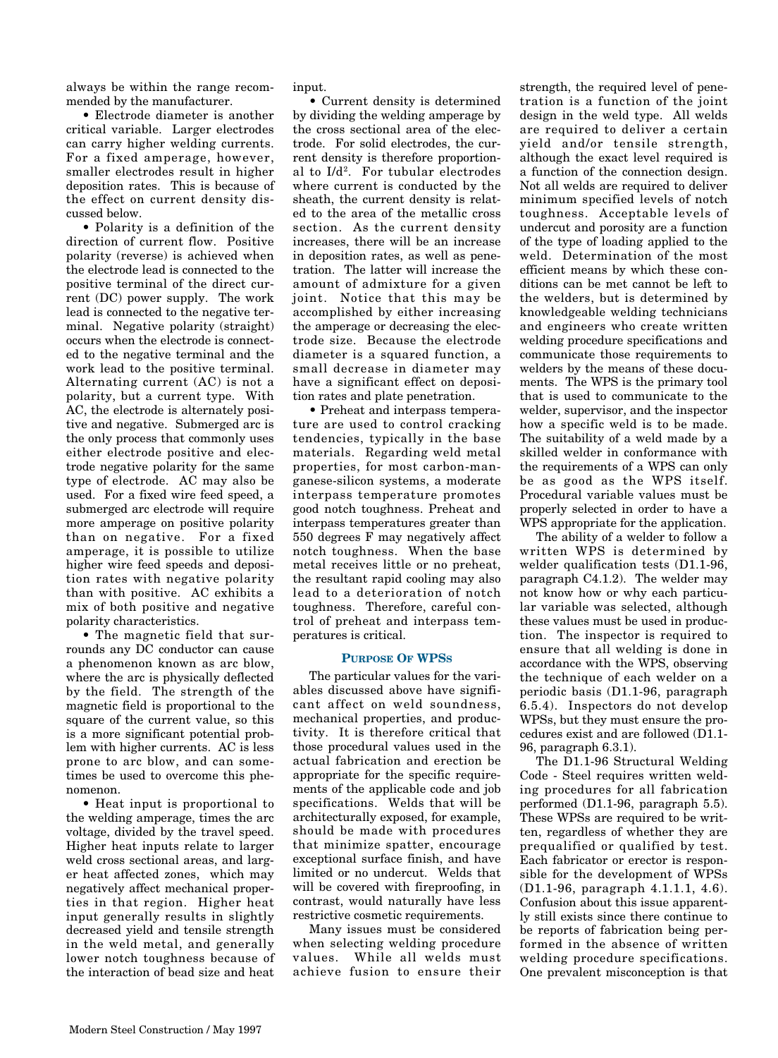always be within the range recommended by the manufacturer.

• Electrode diameter is another critical variable. Larger electrodes can carry higher welding currents. For a fixed amperage, however, smaller electrodes result in higher deposition rates. This is because of the effect on current density discussed below.

• Polarity is a definition of the direction of current flow. Positive polarity (reverse) is achieved when the electrode lead is connected to the positive terminal of the direct current (DC) power supply. The work lead is connected to the negative terminal. Negative polarity (straight) occurs when the electrode is connected to the negative terminal and the work lead to the positive terminal. Alternating current (AC) is not a polarity, but a current type. With AC, the electrode is alternately positive and negative. Submerged arc is the only process that commonly uses either electrode positive and electrode negative polarity for the same type of electrode. AC may also be used. For a fixed wire feed speed, a submerged arc electrode will require more amperage on positive polarity than on negative. For a fixed amperage, it is possible to utilize higher wire feed speeds and deposition rates with negative polarity than with positive. AC exhibits a mix of both positive and negative polarity characteristics.

• The magnetic field that surrounds any DC conductor can cause a phenomenon known as arc blow, where the arc is physically deflected by the field. The strength of the magnetic field is proportional to the square of the current value, so this is a more significant potential problem with higher currents. AC is less prone to arc blow, and can sometimes be used to overcome this phenomenon.

• Heat input is proportional to the welding amperage, times the arc voltage, divided by the travel speed. Higher heat inputs relate to larger weld cross sectional areas, and larger heat affected zones, which may negatively affect mechanical properties in that region. Higher heat input generally results in slightly decreased yield and tensile strength in the weld metal, and generally lower notch toughness because of the interaction of bead size and heat input.

• Current density is determined by dividing the welding amperage by the cross sectional area of the electrode. For solid electrodes, the current density is therefore proportional to $I/d^2$. For tubular electrodes where current is conducted by the sheath, the current density is related to the area of the metallic cross section. As the current density increases, there will be an increase in deposition rates, as well as penetration. The latter will increase the amount of admixture for a given joint. Notice that this may be accomplished by either increasing the amperage or decreasing the electrode size. Because the electrode diameter is a squared function, a small decrease in diameter may have a significant effect on deposition rates and plate penetration.

• Preheat and interpass temperature are used to control cracking tendencies, typically in the base materials. Regarding weld metal properties, for most carbon-manganese-silicon systems, a moderate interpass temperature promotes good notch toughness. Preheat and interpass temperatures greater than 550 degrees F may negatively affect notch toughness. When the base metal receives little or no preheat, the resultant rapid cooling may also lead to a deterioration of notch toughness. Therefore, careful control of preheat and interpass temperatures is critical.

## Purpose Of WPSs

The particular values for the variables discussed above have significant affect on weld soundness, mechanical properties, and productivity. It is therefore critical that those procedural values used in the actual fabrication and erection be appropriate for the specific requirements of the applicable code and job specifications. Welds that will be architecturally exposed, for example, should be made with procedures that minimize spatter, encourage exceptional surface finish, and have limited or no undercut. Welds that will be covered with fireproofing, in contrast, would naturally have less restrictive cosmetic requirements.

Many issues must be considered when selecting welding procedure values. While all welds must achieve fusion to ensure their strength, the required level of penetration is a function of the joint design in the weld type. All welds are required to deliver a certain yield and/or tensile strength, although the exact level required is a function of the connection design. Not all welds are required to deliver minimum specified levels of notch toughness. Acceptable levels of undercut and porosity are a function of the type of loading applied to the weld. Determination of the most efficient means by which these conditions can be met cannot be left to the welders, but is determined by knowledgeable welding technicians and engineers who create written welding procedure specifications and communicate those requirements to welders by the means of these documents. The WPS is the primary tool that is used to communicate to the welder, supervisor, and the inspector how a specific weld is to be made. The suitability of a weld made by a skilled welder in conformance with the requirements of a WPS can only be as good as the WPS itself. Procedural variable values must be properly selected in order to have a WPS appropriate for the application.

The ability of a welder to follow a written WPS is determined by welder qualification tests (D1.1-96, paragraph C4.1.2). The welder may not know how or why each particular variable was selected, although these values must be used in production. The inspector is required to ensure that all welding is done in accordance with the WPS, observing the technique of each welder on a periodic basis (D1.1-96, paragraph 6.5.4). Inspectors do not develop WPSs, but they must ensure the procedures exist and are followed (D1.1-96, paragraph 6.3.1).

The D1.1-96 Structural Welding Code - Steel requires written welding procedures for all fabrication performed (D1.1-96, paragraph 5.5). These WPSs are required to be written, regardless of whether they are prequalified or qualified by test. Each fabricator or erector is responsible for the development of WPSs (D1.1-96, paragraph 4.1.1.1, 4.6). Confusion about this issue apparently still exists since there continue to be reports of fabrication being performed in the absence of written welding procedure specifications. One prevalent misconception is that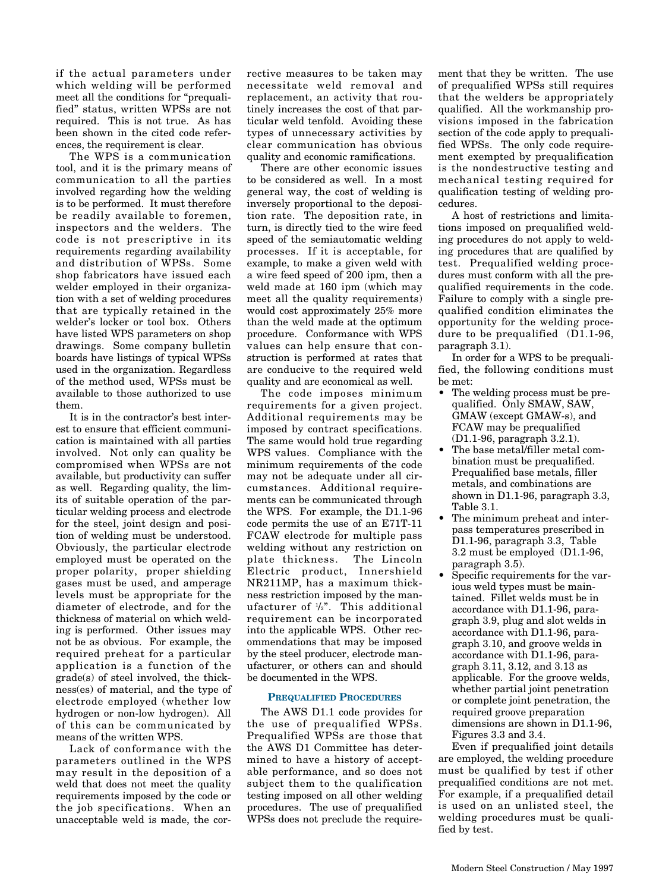if the actual parameters under which welding will be performed meet all the conditions for "prequalified" status, written WPSs are not required. This is not true. As has been shown in the cited code references, the requirement is clear.

The WPS is a communication tool, and it is the primary means of communication to all the parties involved regarding how the welding is to be performed. It must therefore be readily available to foremen, inspectors and the welders. The code is not prescriptive in its requirements regarding availability and distribution of WPSs. Some shop fabricators have issued each welder employed in their organization with a set of welding procedures that are typically retained in the welder's locker or tool box. Others have listed WPS parameters on shop drawings. Some company bulletin boards have listings of typical WPSs used in the organization. Regardless of the method used, WPSs must be available to those authorized to use them.

It is in the contractor's best interest to ensure that efficient communication is maintained with all parties involved. Not only can quality be compromised when WPSs are not available, but productivity can suffer as well. Regarding quality, the limits of suitable operation of the particular welding process and electrode for the steel, joint design and position of welding must be understood. Obviously, the particular electrode employed must be operated on the proper polarity, proper shielding gases must be used, and amperage levels must be appropriate for the diameter of electrode, and for the thickness of material on which welding is performed. Other issues may not be as obvious. For example, the required preheat for a particular application is a function of the grade(s) of steel involved, the thickness(es) of material, and the type of electrode employed (whether low hydrogen or non-low hydrogen). All of this can be communicated by means of the written WPS.

Lack of conformance with the parameters outlined in the WPS may result in the deposition of a weld that does not meet the quality requirements imposed by the code or the job specifications. When an unacceptable weld is made, the corrective measures to be taken may necessitate weld removal and replacement, an activity that routinely increases the cost of that particular weld tenfold. Avoiding these types of unnecessary activities by clear communication has obvious quality and economic ramifications.

There are other economic issues to be considered as well. In a most general way, the cost of welding is inversely proportional to the deposition rate. The deposition rate, in turn, is directly tied to the wire feed speed of the semiautomatic welding processes. If it is acceptable, for example, to make a given weld with a wire feed speed of 200 ipm, then a weld made at 160 ipm (which may meet all the quality requirements) would cost approximately 25% more than the weld made at the optimum procedure. Conformance with WPS values can help ensure that construction is performed at rates that are conducive to the required weld quality and are economical as well.

The code imposes minimum requirements for a given project. Additional requirements may be imposed by contract specifications. The same would hold true regarding WPS values. Compliance with the minimum requirements of the code may not be adequate under all circumstances. Additional requirements can be communicated through the WPS. For example, the D1.1-96 code permits the use of an E71T-11 FCAW electrode for multiple pass welding without any restriction on plate thickness. The Lincoln Electric product, Innershield NR211MP, has a maximum thickness restriction imposed by the manufacturer of ½". This additional requirement can be incorporated into the applicable WPS. Other recommendations that may be imposed by the steel producer, electrode manufacturer, or others can and should be documented in the WPS.

## Prequalified Procedures

The AWS D1.1 code provides for the use of prequalified WPSs. Prequalified WPSs are those that the AWS D1 Committee has determined to have a history of acceptable performance, and so does not subject them to the qualification testing imposed on all other welding procedures. The use of prequalified WPSs does not preclude the requirement that they be written. The use of prequalified WPSs still requires that the welders be appropriately qualified. All the workmanship provisions imposed in the fabrication section of the code apply to prequalified WPSs. The only code requirement exempted by prequalification is the nondestructive testing and mechanical testing required for qualification testing of welding procedures.

A host of restrictions and limitations imposed on prequalified welding procedures do not apply to welding procedures that are qualified by test. Prequalified welding procedures must conform with all the prequalified requirements in the code. Failure to comply with a single prequalified condition eliminates the opportunity for the welding procedure to be prequalified (D1.1-96, paragraph 3.1).

In order for a WPS to be prequalified, the following conditions must be met:

- The welding process must be prequalified. Only SMAW, SAW, GMAW (except GMAW-s), and FCAW may be prequalified (D1.1-96, paragraph 3.2.1).
- The base metal/filler metal combination must be prequalified. Prequalified base metals, filler metals, and combinations are shown in D1.1-96, paragraph 3.3, Table 3.1.
- The minimum preheat and interpass temperatures prescribed in D1.1-96, paragraph 3.3, Table 3.2 must be employed (D1.1-96, paragraph 3.5).
- Specific requirements for the various weld types must be maintained. Fillet welds must be in accordance with D1.1-96, paragraph 3.9, plug and slot welds in accordance with D1.1-96, paragraph 3.10, and groove welds in accordance with D1.1-96, paragraph 3.11, 3.12, and 3.13 as applicable. For the groove welds, whether partial joint penetration or complete joint penetration, the required groove preparation dimensions are shown in D1.1-96, Figures 3.3 and 3.4.

Even if prequalified joint details are employed, the welding procedure must be qualified by test if other prequalified conditions are not met. For example, if a prequalified detail is used on an unlisted steel, the welding procedures must be qualified by test.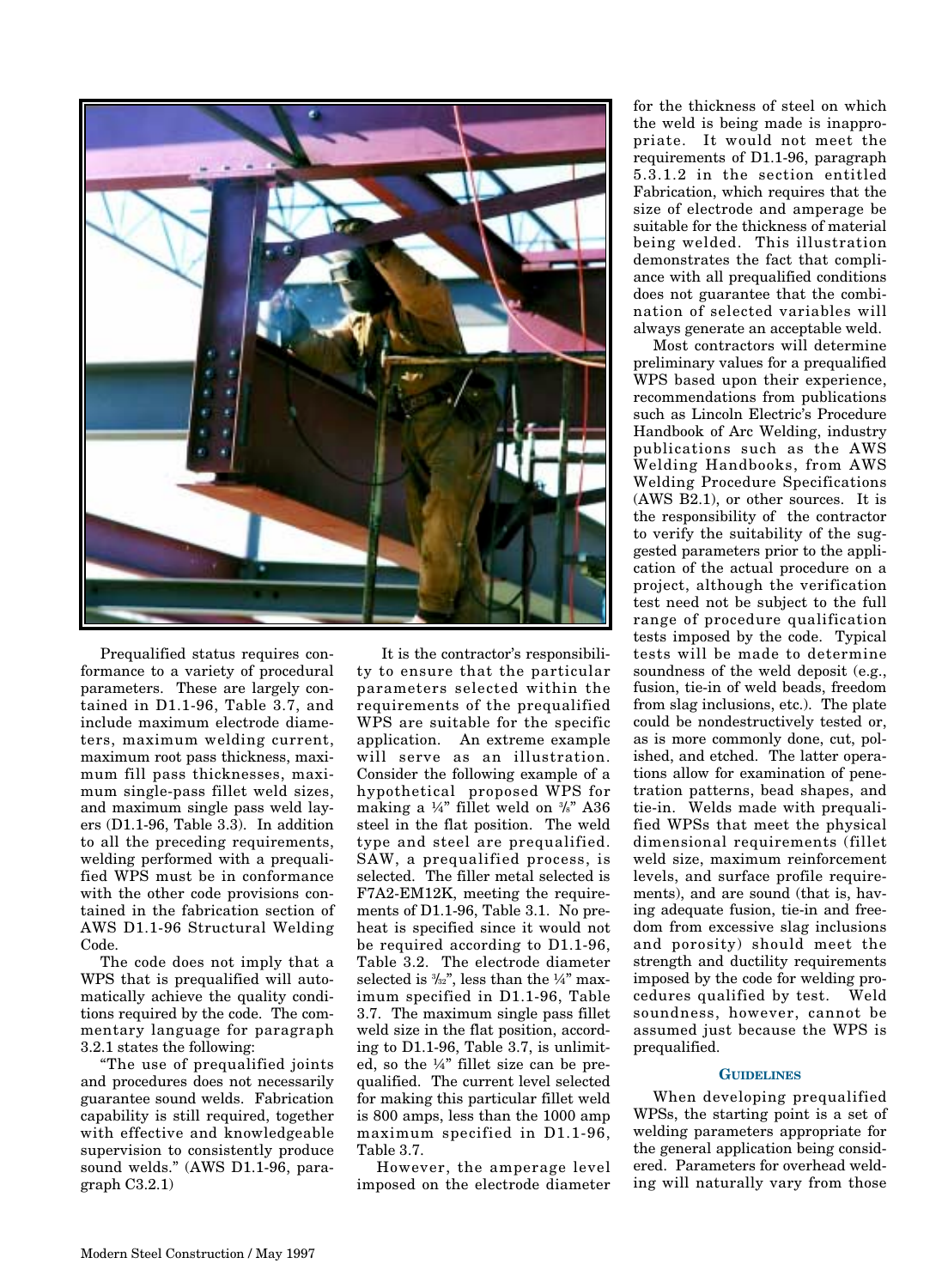Prequalified status requires conformance to a variety of procedural parameters. These are largely contained in D1.1-96, Table 3.7, and include maximum electrode diameters, maximum welding current, maximum root pass thickness, maximum fill pass thicknesses, maximum single-pass fillet weld sizes, and maximum single pass weld layers (D1.1-96, Table 3.3). In addition to all the preceding requirements, welding performed with a prequalified WPS must be in conformance with the other code provisions contained in the fabrication section of AWS D1.1-96 Structural Welding Code.

The code does not imply that a WPS that is prequalified will automatically achieve the quality conditions required by the code. The commentary language for paragraph 3.2.1 states the following:

"The use of prequalified joints and procedures does not necessarily guarantee sound welds. Fabrication capability is still required, together with effective and knowledgeable supervision to consistently produce sound welds." (AWS D1.1-96, paragraph C3.2.1)

It is the contractor's responsibility to ensure that the particular parameters selected within the requirements of the prequalified WPS are suitable for the specific application. An extreme example will serve as an illustration. Consider the following example of a hypothetical proposed WPS for making a ¼" fillet weld on ⅜" A36 steel in the flat position. The weld type and steel are prequalified. SAW, a prequalified process, is selected. The filler metal selected is F7A2-EM12K, meeting the requirements of D1.1-96, Table 3.1. No preheat is specified since it would not be required according to D1.1-96, Table 3.2. The electrode diameter selected is 3/32", less than the ¼" maximum specified in D1.1-96, Table 3.7. The maximum single pass fillet weld size in the flat position, according to D1.1-96, Table 3.7, is unlimited, so the ¼" fillet size can be prequalified. The current level selected for making this particular fillet weld is 800 amps, less than the 1000 amp maximum specified in D1.1-96, Table 3.7.

However, the amperage level imposed on the electrode diameter for the thickness of steel on which the weld is being made is inappropriate. It would not meet the requirements of D1.1-96, paragraph 5.3.1.2 in the section entitled Fabrication, which requires that the size of electrode and amperage be suitable for the thickness of material being welded. This illustration demonstrates the fact that compliance with all prequalified conditions does not guarantee that the combination of selected variables will always generate an acceptable weld.

Most contractors will determine preliminary values for a prequalified WPS based upon their experience, recommendations from publications such as Lincoln Electric's Procedure Handbook of Arc Welding, industry publications such as the AWS Welding Handbooks, from AWS Welding Procedure Specifications (AWS B2.1), or other sources. It is the responsibility of the contractor to verify the suitability of the suggested parameters prior to the application of the actual procedure on a project, although the verification test need not be subject to the full range of procedure qualification tests imposed by the code. Typical tests will be made to determine soundness of the weld deposit (e.g., fusion, tie-in of weld beads, freedom from slag inclusions, etc.). The plate could be nondestructively tested or, as is more commonly done, cut, polished, and etched. The latter operations allow for examination of penetration patterns, bead shapes, and tie-in. Welds made with prequalified WPSs that meet the physical dimensional requirements (fillet weld size, maximum reinforcement levels, and surface profile requirements), and are sound (that is, having adequate fusion, tie-in and freedom from excessive slag inclusions and porosity) should meet the strength and ductility requirements imposed by the code for welding procedures qualified by test. Weld soundness, however, cannot be assumed just because the WPS is prequalified.

### Guidelines

When developing prequalified WPSs, the starting point is a set of welding parameters appropriate for the general application being considered. Parameters for overhead welding will naturally vary from those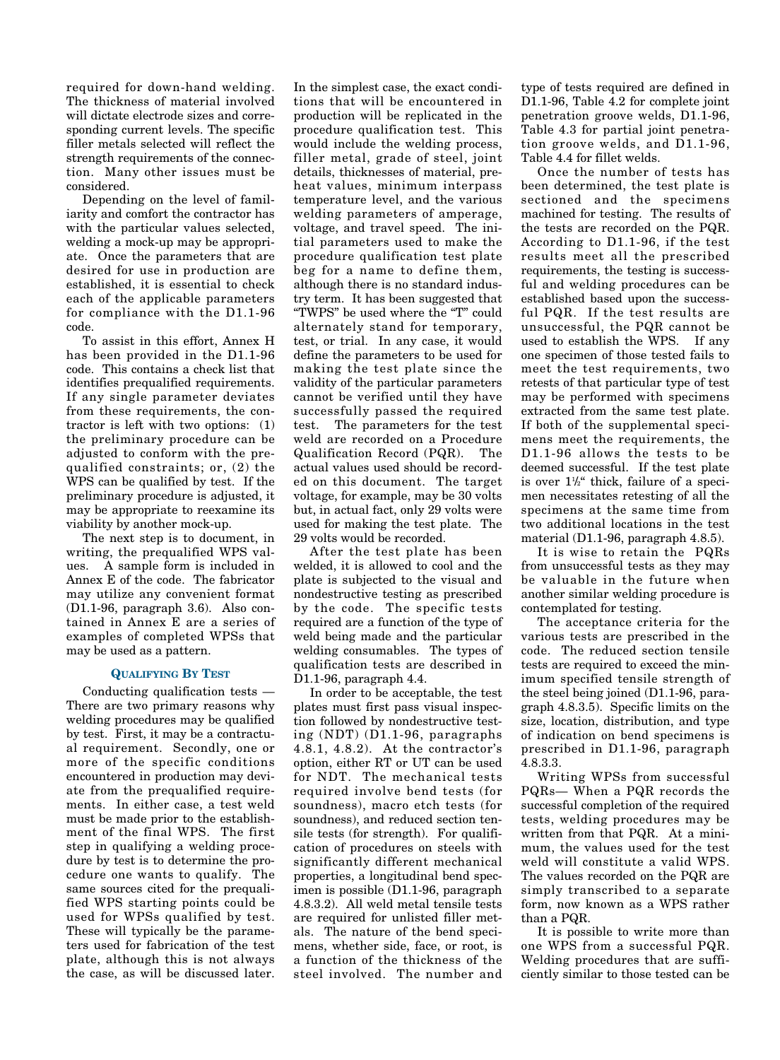required for down-hand welding. The thickness of material involved will dictate electrode sizes and corresponding current levels. The specific filler metals selected will reflect the strength requirements of the connection. Many other issues must be considered.

Depending on the level of familiarity and comfort the contractor has with the particular values selected, welding a mock-up may be appropriate. Once the parameters that are desired for use in production are established, it is essential to check each of the applicable parameters for compliance with the D1.1-96 code.

To assist in this effort, Annex H has been provided in the D1.1-96 code. This contains a check list that identifies prequalified requirements. If any single parameter deviates from these requirements, the contractor is left with two options: (1) the preliminary procedure can be adjusted to conform with the prequalified constraints; or, (2) the WPS can be qualified by test. If the preliminary procedure is adjusted, it may be appropriate to reexamine its viability by another mock-up.

The next step is to document, in writing, the prequalified WPS values. A sample form is included in Annex E of the code. The fabricator may utilize any convenient format (D1.1-96, paragraph 3.6). Also contained in Annex E are a series of examples of completed WPSs that may be used as a pattern.

### Qualifying By Test

Conducting qualification tests — There are two primary reasons why welding procedures may be qualified by test. First, it may be a contractual requirement. Secondly, one or more of the specific conditions encountered in production may deviate from the prequalified requirements. In either case, a test weld must be made prior to the establishment of the final WPS. The first step in qualifying a welding procedure by test is to determine the procedure one wants to qualify. The same sources cited for the prequalified WPS starting points could be used for WPSs qualified by test. These will typically be the parameters used for fabrication of the test plate, although this is not always the case, as will be discussed later. In the simplest case, the exact conditions that will be encountered in production will be replicated in the procedure qualification test. This would include the welding process, filler metal, grade of steel, joint details, thicknesses of material, preheat values, minimum interpass temperature level, and the various welding parameters of amperage, voltage, and travel speed. The initial parameters used to make the procedure qualification test plate beg for a name to define them, although there is no standard industry term. It has been suggested that "TWPS" be used where the "T" could alternately stand for temporary, test, or trial. In any case, it would define the parameters to be used for making the test plate since the validity of the particular parameters cannot be verified until they have successfully passed the required test. The parameters for the test weld are recorded on a Procedure Qualification Record (PQR). The actual values used should be recorded on this document. The target voltage, for example, may be 30 volts but, in actual fact, only 29 volts were used for making the test plate. The 29 volts would be recorded.

After the test plate has been welded, it is allowed to cool and the plate is subjected to the visual and nondestructive testing as prescribed by the code. The specific tests required are a function of the type of weld being made and the particular welding consumables. The types of qualification tests are described in D1.1-96, paragraph 4.4.

In order to be acceptable, the test plates must first pass visual inspection followed by nondestructive testing (NDT) (D1.1-96, paragraphs 4.8.1, 4.8.2). At the contractor's option, either RT or UT can be used for NDT. The mechanical tests required involve bend tests (for soundness), macro etch tests (for soundness), and reduced section tensile tests (for strength). For qualification of procedures on steels with significantly different mechanical properties, a longitudinal bend specimen is possible (D1.1-96, paragraph 4.8.3.2). All weld metal tensile tests are required for unlisted filler metals. The nature of the bend specimens, whether side, face, or root, is a function of the thickness of the steel involved. The number and type of tests required are defined in D1.1-96, Table 4.2 for complete joint penetration groove welds, D1.1-96, Table 4.3 for partial joint penetration groove welds, and D1.1-96, Table 4.4 for fillet welds.

Once the number of tests has been determined, the test plate is sectioned and the specimens machined for testing. The results of the tests are recorded on the PQR. According to D1.1-96, if the test results meet all the prescribed requirements, the testing is successful and welding procedures can be established based upon the successful PQR. If the test results are unsuccessful, the PQR cannot be used to establish the WPS. If any one specimen of those tested fails to meet the test requirements, two retests of that particular type of test may be performed with specimens extracted from the same test plate. If both of the supplemental specimens meet the requirements, the D1.1-96 allows the tests to be deemed successful. If the test plate is over 1½" thick, failure of a specimen necessitates retesting of all the specimens at the same time from two additional locations in the test material (D1.1-96, paragraph 4.8.5).

It is wise to retain the PQRs from unsuccessful tests as they may be valuable in the future when another similar welding procedure is contemplated for testing.

The acceptance criteria for the various tests are prescribed in the code. The reduced section tensile tests are required to exceed the minimum specified tensile strength of the steel being joined (D1.1-96, paragraph 4.8.3.5). Specific limits on the size, location, distribution, and type of indication on bend specimens is prescribed in D1.1-96, paragraph 4.8.3.3.

Writing WPSs from successful PQRs— When a PQR records the successful completion of the required tests, welding procedures may be written from that PQR. At a minimum, the values used for the test weld will constitute a valid WPS. The values recorded on the PQR are simply transcribed to a separate form, now known as a WPS rather than a PQR.

It is possible to write more than one WPS from a successful PQR. Welding procedures that are sufficiently similar to those tested can be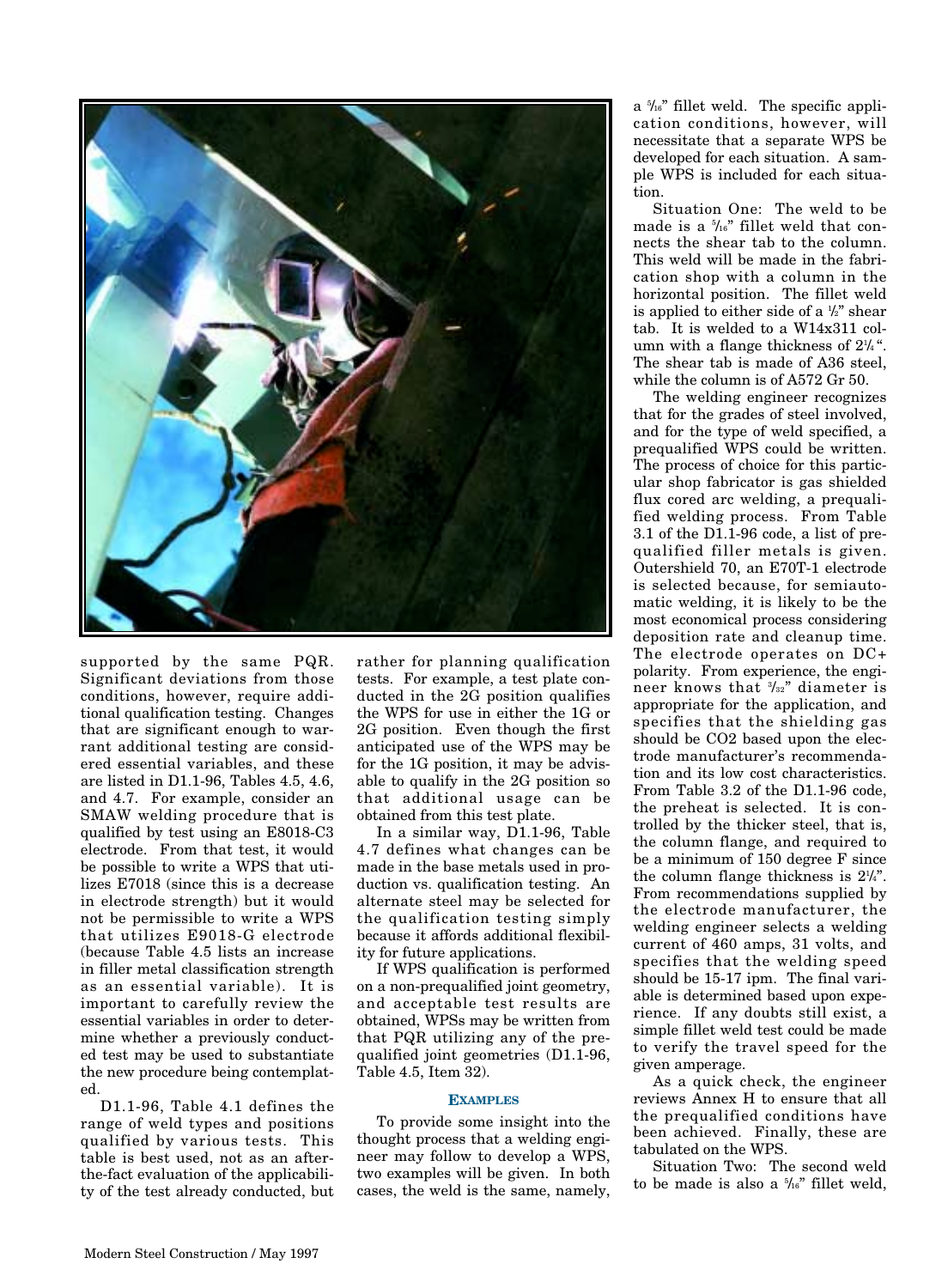supported by the same PQR. Significant deviations from those conditions, however, require additional qualification testing. Changes that are significant enough to warrant additional testing are considered essential variables, and these are listed in D1.1-96, Tables 4.5, 4.6, and 4.7. For example, consider an SMAW welding procedure that is qualified by test using an E8018-C3 electrode. From that test, it would be possible to write a WPS that utilizes E7018 (since this is a decrease in electrode strength) but it would not be permissible to write a WPS that utilizes E9018-G electrode (because Table 4.5 lists an increase in filler metal classification strength as an essential variable). It is important to carefully review the essential variables in order to determine whether a previously conducted test may be used to substantiate the new procedure being contemplated.

D1.1-96, Table 4.1 defines the range of weld types and positions qualified by various tests. This table is best used, not as an after-the-fact evaluation of the applicability of the test already conducted, but rather for planning qualification tests. For example, a test plate conducted in the 2G position qualifies the WPS for use in either the 1G or 2G position. Even though the first anticipated use of the WPS may be for the 1G position, it may be advisable to qualify in the 2G position so that additional usage can be obtained from this test plate.

In a similar way, D1.1-96, Table 4.7 defines what changes can be made in the base metals used in production vs. qualification testing. An alternate steel may be selected for the qualification testing simply because it affords additional flexibility for future applications.

If WPS qualification is performed on a non-prequalified joint geometry, and acceptable test results are obtained, WPSs may be written from that PQR utilizing any of the prequalified joint geometries (D1.1-96, Table 4.5, Item 32).

### EXAMPLES

To provide some insight into the thought process that a welding engineer may follow to develop a WPS, two examples will be given. In both cases, the weld is the same, namely, a 5/16" fillet weld. The specific application conditions, however, will necessitate that a separate WPS be developed for each situation. A sample WPS is included for each situation.

Situation One: The weld to be made is a 5/16" fillet weld that connects the shear tab to the column. This weld will be made in the fabrication shop with a column in the horizontal position. The fillet weld is applied to either side of a 1/2" shear tab. It is welded to a W14x311 column with a flange thickness of 2¼". The shear tab is made of A36 steel, while the column is of A572 Gr 50.

The welding engineer recognizes that for the grades of steel involved, and for the type of weld specified, a prequalified WPS could be written. The process of choice for this particular shop fabricator is gas shielded flux cored arc welding, a prequalified welding process. From Table 3.1 of the D1.1-96 code, a list of prequalified filler metals is given. Outershield 70, an E70T-1 electrode is selected because, for semiautomatic welding, it is likely to be the most economical process considering deposition rate and cleanup time. The electrode operates on DC+ polarity. From experience, the engineer knows that 3/32" diameter is appropriate for the application, and specifies that the shielding gas should be $CO_2$ based upon the electrode manufacturer's recommendation and its low cost characteristics. From Table 3.2 of the D1.1-96 code, the preheat is selected. It is controlled by the thicker steel, that is, the column flange, and required to be a minimum of 150 degree F since the column flange thickness is 2¼". From recommendations supplied by the electrode manufacturer, the welding engineer selects a welding current of 460 amps, 31 volts, and specifies that the welding speed should be 15-17 ipm. The final variable is determined based upon experience. If any doubts still exist, a simple fillet weld test could be made to verify the travel speed for the given amperage.

As a quick check, the engineer reviews Annex H to ensure that all the prequalified conditions have been achieved. Finally, these are tabulated on the WPS.

Situation Two: The second weld to be made is also a 5/16" fillet weld,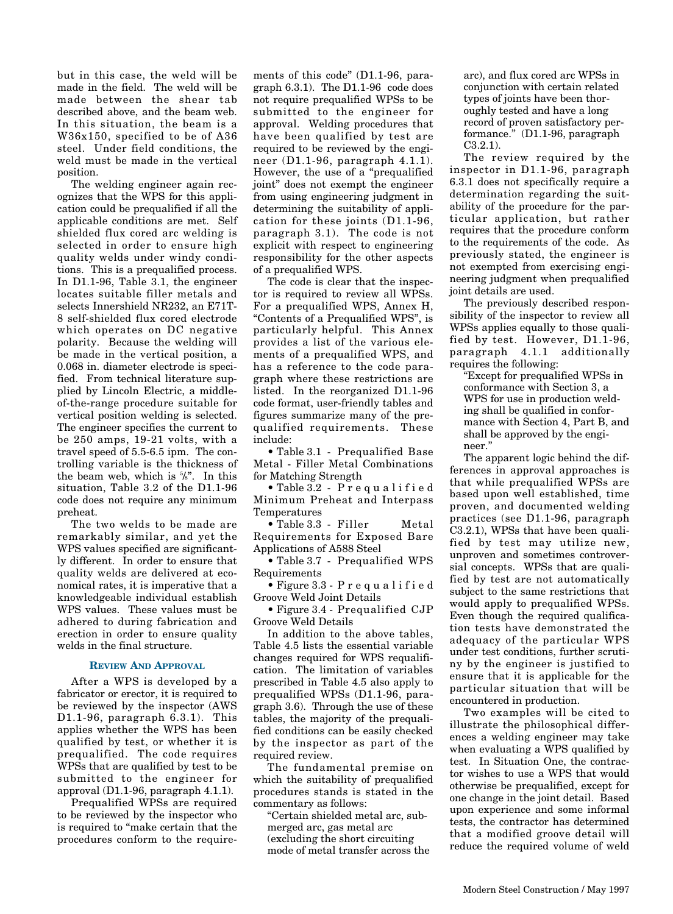but in this case, the weld will be made in the field. The weld will be made between the shear tab described above, and the beam web. In this situation, the beam is a W36x150, specified to be of A36 steel. Under field conditions, the weld must be made in the vertical position.

The welding engineer again recognizes that the WPS for this application could be prequalified if all the applicable conditions are met. Self shielded flux cored arc welding is selected in order to ensure high quality welds under windy conditions. This is a prequalified process. In D1.1-96, Table 3.1, the engineer locates suitable filler metals and selects Innershield NR232, an E71T-8 self-shielded flux cored electrode which operates on DC negative polarity. Because the welding will be made in the vertical position, a 0.068 in. diameter electrode is specified. From technical literature supplied by Lincoln Electric, a middle-of-the-range procedure suitable for vertical position welding is selected. The engineer specifies the current to be 250 amps, 19-21 volts, with a travel speed of 5.5-6.5 ipm. The controlling variable is the thickness of the beam web, which is ⅝". In this situation, Table 3.2 of the D1.1-96 code does not require any minimum preheat.

The two welds to be made are remarkably similar, and yet the WPS values specified are significantly different. In order to ensure that quality welds are delivered at economical rates, it is imperative that a knowledgeable individual establish WPS values. These values must be adhered to during fabrication and erection in order to ensure quality welds in the final structure.

### REVIEW AND APPROVAL

After a WPS is developed by a fabricator or erector, it is required to be reviewed by the inspector (AWS D1.1-96, paragraph 6.3.1). This applies whether the WPS has been qualified by test, or whether it is prequalified. The code requires WPSs that are qualified by test to be submitted to the engineer for approval (D1.1-96, paragraph 4.1.1).

Prequalified WPSs are required to be reviewed by the inspector who is required to "make certain that the procedures conform to the requirements of this code" (D1.1-96, paragraph 6.3.1). The D1.1-96 code does not require prequalified WPSs to be submitted to the engineer for approval. Welding procedures that have been qualified by test are required to be reviewed by the engineer (D1.1-96, paragraph 4.1.1). However, the use of a "prequalified joint" does not exempt the engineer from using engineering judgment in determining the suitability of application for these joints (D1.1-96, paragraph 3.1). The code is not explicit with respect to engineering responsibility for the other aspects of a prequalified WPS.

The code is clear that the inspector is required to review all WPSs. For a prequalified WPS, Annex H, "Contents of a Prequalified WPS", is particularly helpful. This Annex provides a list of the various elements of a prequalified WPS, and has a reference to the code paragraph where these restrictions are listed. In the reorganized D1.1-96 code format, user-friendly tables and figures summarize many of the prequalified requirements. These include:

- Table 3.1 - Prequalified Base Metal - Filler Metal Combinations for Matching Strength
- Table 3.2 - Prequalified Minimum Preheat and Interpass Temperatures
- Table 3.3 - Filler Metal Requirements for Exposed Bare Applications of A588 Steel
- Table 3.7 - Prequalified WPS Requirements
- Figure 3.3 - Prequalified Groove Weld Joint Details
- Figure 3.4 - Prequalified CJP Groove Weld Details

In addition to the above tables, Table 4.5 lists the essential variable changes required for WPS requalification. The limitation of variables prescribed in Table 4.5 also apply to prequalified WPSs (D1.1-96, paragraph 3.6). Through the use of these tables, the majority of the prequalified conditions can be easily checked by the inspector as part of the required review.

The fundamental premise on which the suitability of prequalified procedures stands is stated in the commentary as follows:

> "Certain shielded metal arc, submerged arc, gas metal arc (excluding the short circuiting mode of metal transfer across the arc), and flux cored arc WPSs in conjunction with certain related types of joints have been thoroughly tested and have a long record of proven satisfactory performance." (D1.1-96, paragraph C3.2.1).

The review required by the inspector in D1.1-96, paragraph 6.3.1 does not specifically require a determination regarding the suitability of the procedure for the particular application, but rather requires that the procedure conform to the requirements of the code. As previously stated, the engineer is not exempted from exercising engineering judgment when prequalified joint details are used.

The previously described responsibility of the inspector to review all WPSs applies equally to those qualified by test. However, D1.1-96, paragraph 4.1.1 additionally requires the following:

> "Except for prequalified WPSs in conformance with Section 3, a WPS for use in production welding shall be qualified in conformance with Section 4, Part B, and shall be approved by the engineer."

The apparent logic behind the differences in approval approaches is that while prequalified WPSs are based upon well established, time proven, and documented welding practices (see D1.1-96, paragraph C3.2.1), WPSs that have been qualified by test may utilize new, unproven and sometimes controversial concepts. WPSs that are qualified by test are not automatically subject to the same restrictions that would apply to prequalified WPSs. Even though the required qualification tests have demonstrated the adequacy of the particular WPS under test conditions, further scrutiny by the engineer is justified to ensure that it is applicable for the particular situation that will be encountered in production.

Two examples will be cited to illustrate the philosophical differences a welding engineer may take when evaluating a WPS qualified by test. In Situation One, the contractor wishes to use a WPS that would otherwise be prequalified, except for one change in the joint detail. Based upon experience and some informal tests, the contractor has determined that a modified groove detail will reduce the required volume of weld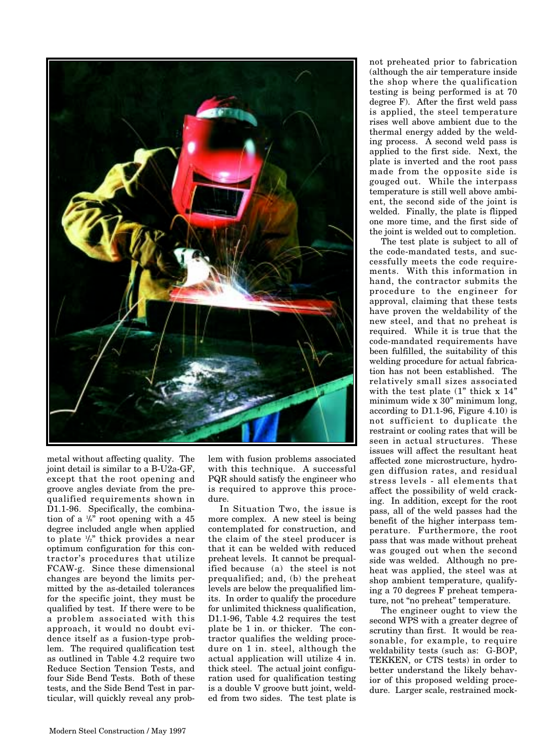metal without affecting quality. The joint detail is similar to a B-U2a-GF, except that the root opening and groove angles deviate from the prequalified requirements shown in D1.1-96. Specifically, the combination of a 1/8" root opening with a 45 degree included angle when applied to plate 1/2" thick provides a near optimum configuration for this contractor's procedures that utilize FCAW-g. Since these dimensional changes are beyond the limits permitted by the as-detailed tolerances for the specific joint, they must be qualified by test. If there were to be a problem associated with this approach, it would no doubt evidence itself as a fusion-type problem. The required qualification test as outlined in Table 4.2 require two Reduce Section Tension Tests, and four Side Bend Tests. Both of these tests, and the Side Bend Test in particular, will quickly reveal any problem with fusion problems associated with this technique. A successful PQR should satisfy the engineer who is required to approve this procedure.

In Situation Two, the issue is more complex. A new steel is being contemplated for construction, and the claim of the steel producer is that it can be welded with reduced preheat levels. It cannot be prequalified because (a) the steel is not prequalified; and, (b) the preheat levels are below the prequalified limits. In order to qualify the procedure for unlimited thickness qualification, D1.1-96, Table 4.2 requires the test plate be 1 in. or thicker. The contractor qualifies the welding procedure on 1 in. steel, although the actual application will utilize 4 in. thick steel. The actual joint configuration used for qualification testing is a double V groove butt joint, welded from two sides. The test plate is not preheated prior to fabrication (although the air temperature inside the shop where the qualification testing is being performed is at 70 degree F). After the first weld pass is applied, the steel temperature rises well above ambient due to the thermal energy added by the welding process. A second weld pass is applied to the first side. Next, the plate is inverted and the root pass made from the opposite side is gouged out. While the interpass temperature is still well above ambient, the second side of the joint is welded. Finally, the plate is flipped one more time, and the first side of the joint is welded out to completion.

The test plate is subject to all of the code-mandated tests, and successfully meets the code requirements. With this information in hand, the contractor submits the procedure to the engineer for approval, claiming that these tests have proven the weldability of the new steel, and that no preheat is required. While it is true that the code-mandated requirements have been fulfilled, the suitability of this welding procedure for actual fabrication has not been established. The relatively small sizes associated with the test plate (1" thick x 14" minimum wide x 30" minimum long, according to D1.1-96, Figure 4.10) is not sufficient to duplicate the restraint or cooling rates that will be seen in actual structures. These issues will affect the resultant heat affected zone microstructure, hydrogen diffusion rates, and residual stress levels - all elements that affect the possibility of weld cracking. In addition, except for the root pass, all of the weld passes had the benefit of the higher interpass temperature. Furthermore, the root pass that was made without preheat was gouged out when the second side was welded. Although no preheat was applied, the steel was at shop ambient temperature, qualifying a 70 degrees F preheat temperature, not "no preheat" temperature.

The engineer ought to view the second WPS with a greater degree of scrutiny than first. It would be reasonable, for example, to require weldability tests (such as: G-BOP, TEKKEN, or CTS tests) in order to better understand the likely behavior of this proposed welding procedure. Larger scale, restrained mock-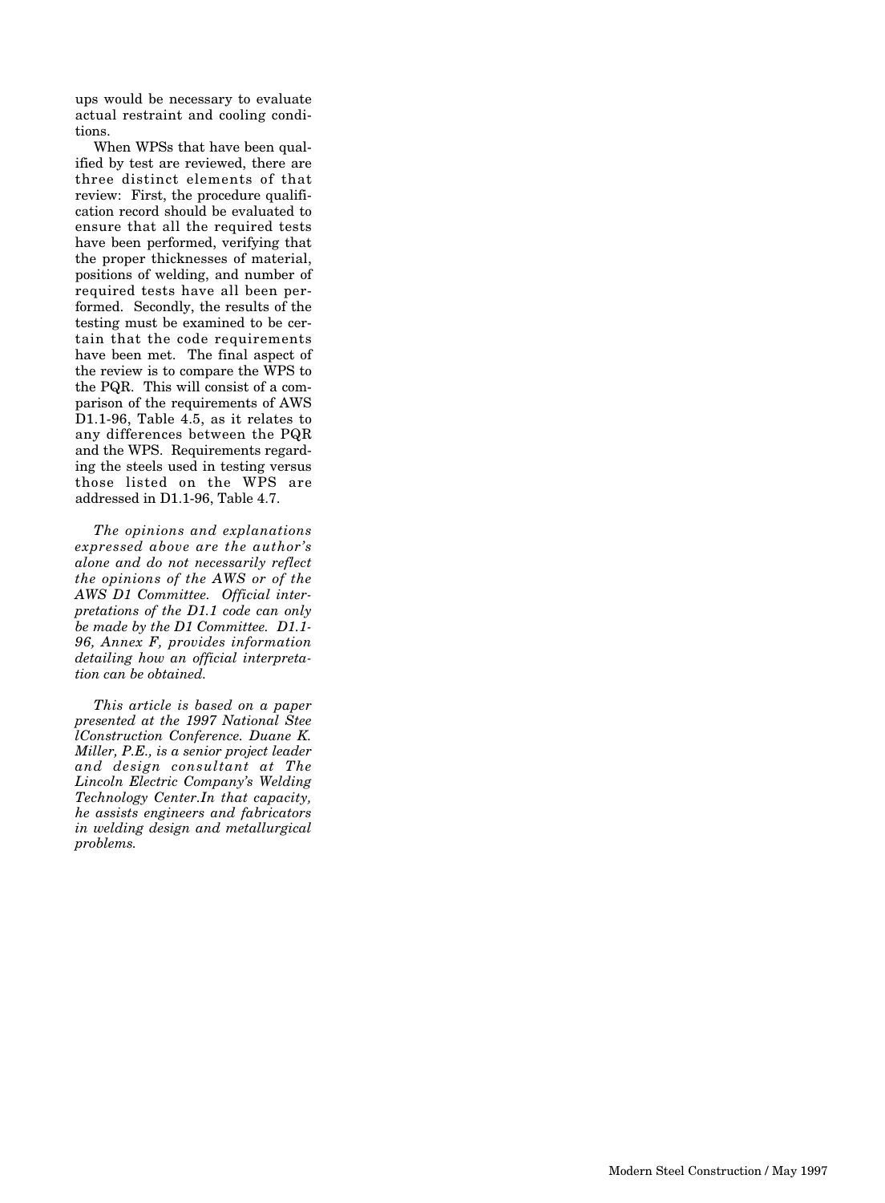ups would be necessary to evaluate actual restraint and cooling conditions.

When WPSs that have been qualified by test are reviewed, there are three distinct elements of that review: First, the procedure qualification record should be evaluated to ensure that all the required tests have been performed, verifying that the proper thicknesses of material, positions of welding, and number of required tests have all been performed. Secondly, the results of the testing must be examined to be certain that the code requirements have been met. The final aspect of the review is to compare the WPS to the PQR. This will consist of a comparison of the requirements of AWS D1.1-96, Table 4.5, as it relates to any differences between the PQR and the WPS. Requirements regarding the steels used in testing versus those listed on the WPS are addressed in D1.1-96, Table 4.7.

*The opinions and explanations expressed above are the author's alone and do not necessarily reflect the opinions of the AWS or of the AWS D1 Committee. Official interpretations of the D1.1 code can only be made by the D1 Committee. D1.1-96, Annex F, provides information detailing how an official interpretation can be obtained.*

*This article is based on a paper presented at the 1997 National Stee lConstruction Conference. Duane K. Miller, P.E., is a senior project leader and design consultant at The Lincoln Electric Company's Welding Technology Center.In that capacity, he assists engineers and fabricators in welding design and metallurgical problems.*